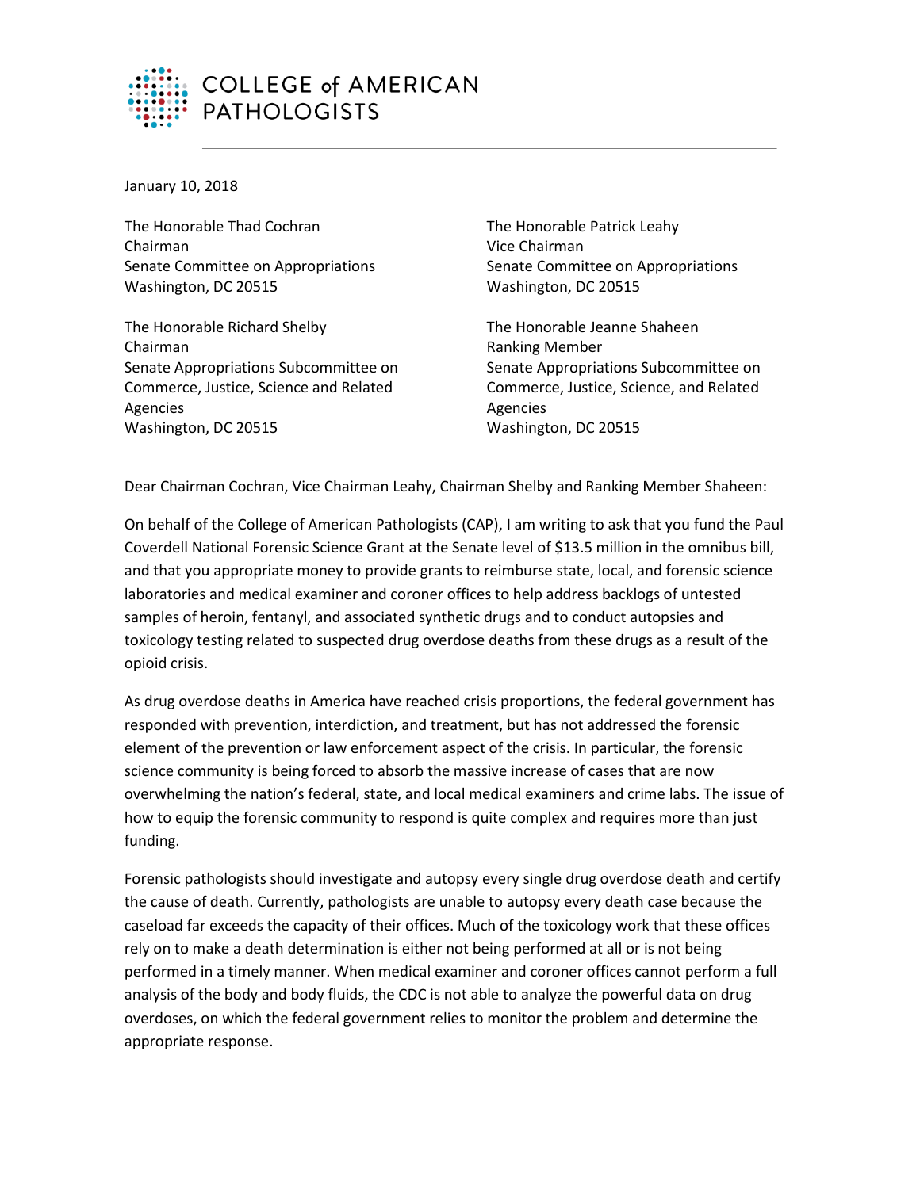COLLEGE of AMERICAN PATHOLOGISTS

January 10, 2018

The Honorable Thad Cochran
Chairman
Senate Committee on Appropriations
Washington, DC 20515

The Honorable Patrick Leahy
Vice Chairman
Senate Committee on Appropriations
Washington, DC 20515

The Honorable Richard Shelby
Chairman
Senate Appropriations Subcommittee on Commerce, Justice, Science and Related Agencies
Washington, DC 20515

The Honorable Jeanne Shaheen
Ranking Member
Senate Appropriations Subcommittee on Commerce, Justice, Science, and Related Agencies
Washington, DC 20515

Dear Chairman Cochran, Vice Chairman Leahy, Chairman Shelby and Ranking Member Shaheen:

On behalf of the College of American Pathologists (CAP), I am writing to ask that you fund the Paul Coverdell National Forensic Science Grant at the Senate level of $13.5 million in the omnibus bill, and that you appropriate money to provide grants to reimburse state, local, and forensic science laboratories and medical examiner and coroner offices to help address backlogs of untested samples of heroin, fentanyl, and associated synthetic drugs and to conduct autopsies and toxicology testing related to suspected drug overdose deaths from these drugs as a result of the opioid crisis.

As drug overdose deaths in America have reached crisis proportions, the federal government has responded with prevention, interdiction, and treatment, but has not addressed the forensic element of the prevention or law enforcement aspect of the crisis. In particular, the forensic science community is being forced to absorb the massive increase of cases that are now overwhelming the nation's federal, state, and local medical examiners and crime labs. The issue of how to equip the forensic community to respond is quite complex and requires more than just funding.

Forensic pathologists should investigate and autopsy every single drug overdose death and certify the cause of death. Currently, pathologists are unable to autopsy every death case because the caseload far exceeds the capacity of their offices. Much of the toxicology work that these offices rely on to make a death determination is either not being performed at all or is not being performed in a timely manner. When medical examiner and coroner offices cannot perform a full analysis of the body and body fluids, the CDC is not able to analyze the powerful data on drug overdoses, on which the federal government relies to monitor the problem and determine the appropriate response.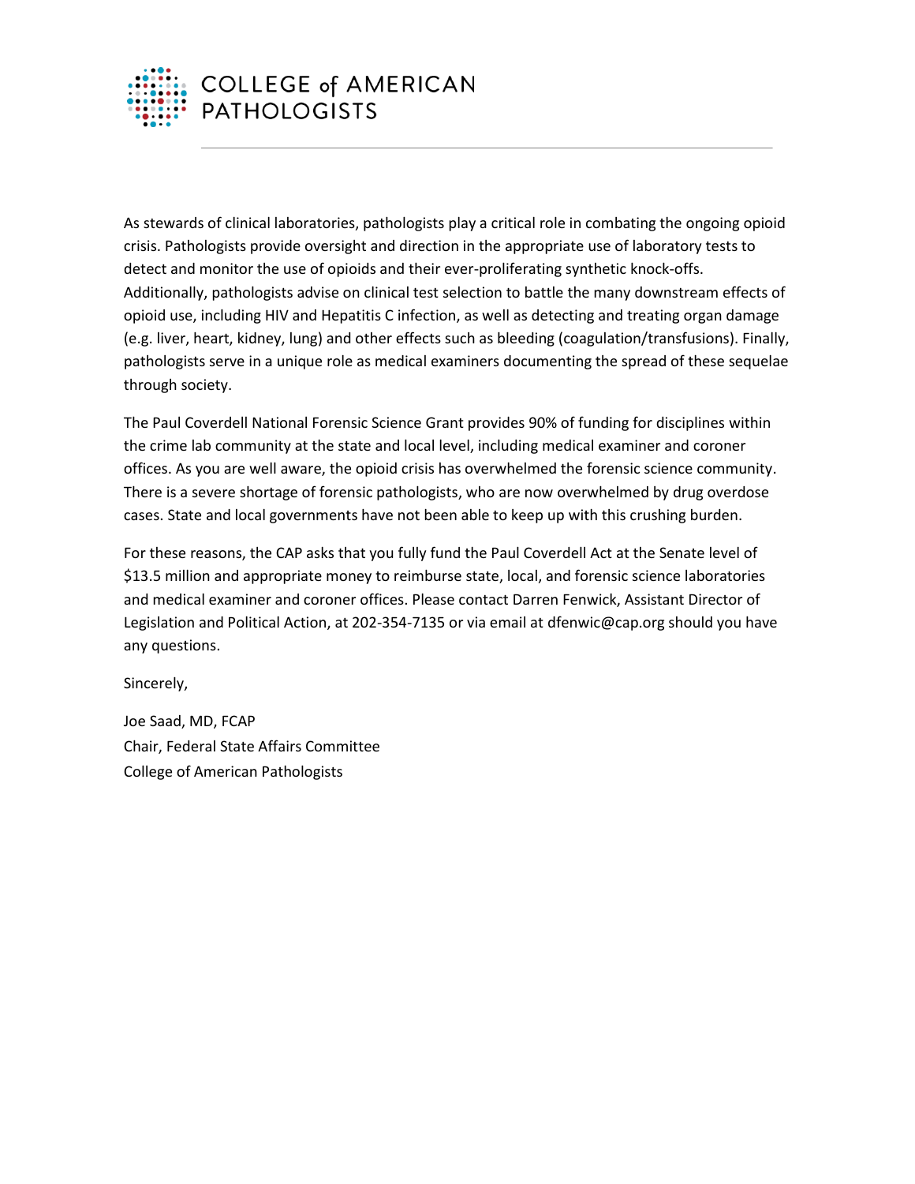As stewards of clinical laboratories, pathologists play a critical role in combating the ongoing opioid crisis. Pathologists provide oversight and direction in the appropriate use of laboratory tests to detect and monitor the use of opioids and their ever-proliferating synthetic knock-offs. Additionally, pathologists advise on clinical test selection to battle the many downstream effects of opioid use, including HIV and Hepatitis C infection, as well as detecting and treating organ damage (e.g. liver, heart, kidney, lung) and other effects such as bleeding (coagulation/transfusions). Finally, pathologists serve in a unique role as medical examiners documenting the spread of these sequelae through society.

The Paul Coverdell National Forensic Science Grant provides 90% of funding for disciplines within the crime lab community at the state and local level, including medical examiner and coroner offices. As you are well aware, the opioid crisis has overwhelmed the forensic science community. There is a severe shortage of forensic pathologists, who are now overwhelmed by drug overdose cases. State and local governments have not been able to keep up with this crushing burden.

For these reasons, the CAP asks that you fully fund the Paul Coverdell Act at the Senate level of $13.5 million and appropriate money to reimburse state, local, and forensic science laboratories and medical examiner and coroner offices. Please contact Darren Fenwick, Assistant Director of Legislation and Political Action, at 202-354-7135 or via email at dfenwic@cap.org should you have any questions.

Sincerely,

Joe Saad, MD, FCAP  
Chair, Federal State Affairs Committee  
College of American Pathologists